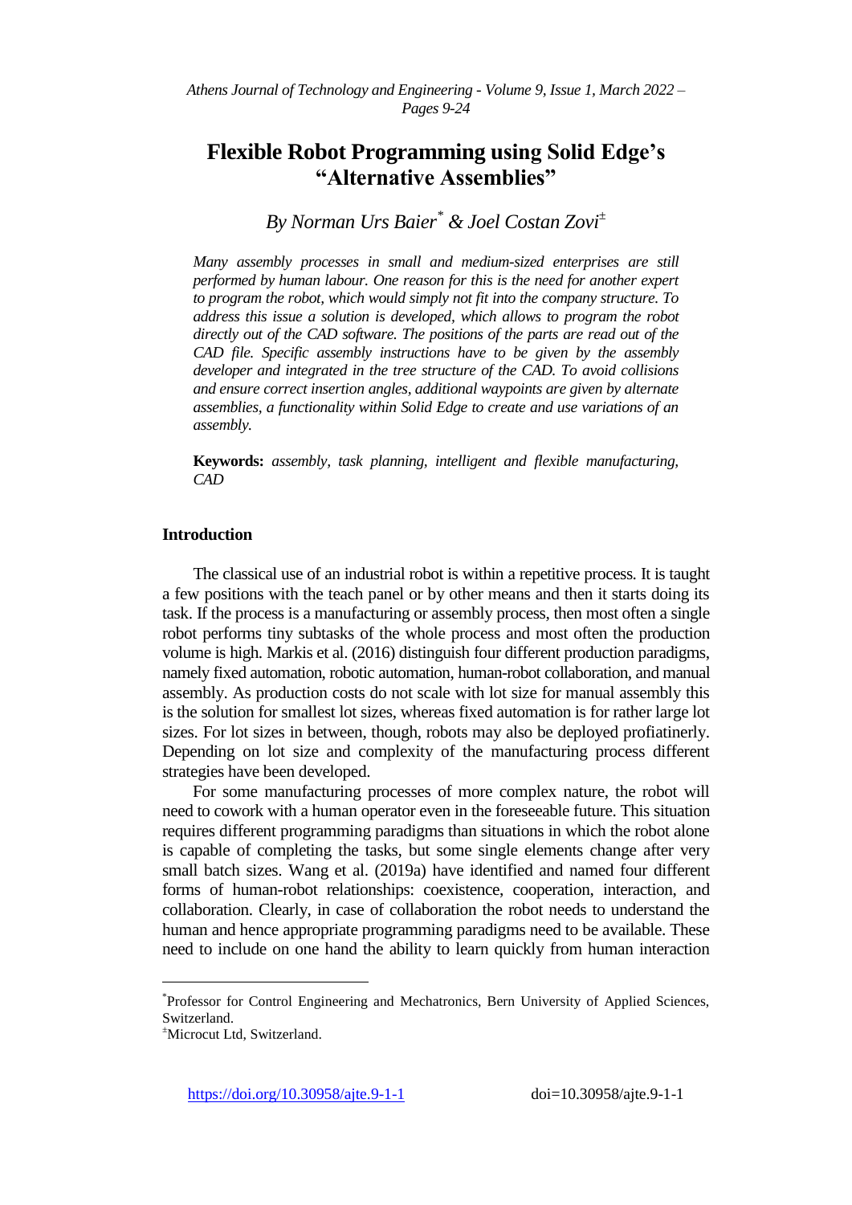# Flexible Robot Programming using Solid Edge's "Alternative Assemblies"

*By Norman Urs Baier[*] & Joel Costan Zovi[±]*

*Many assembly processes in small and medium-sized enterprises are still performed by human labour. One reason for this is the need for another expert to program the robot, which would simply not fit into the company structure. To address this issue a solution is developed, which allows to program the robot directly out of the CAD software. The positions of the parts are read out of the CAD file. Specific assembly instructions have to be given by the assembly developer and integrated in the tree structure of the CAD. To avoid collisions and ensure correct insertion angles, additional waypoints are given by alternate assemblies, a functionality within Solid Edge to create and use variations of an assembly.*

**Keywords:** *assembly, task planning, intelligent and flexible manufacturing, CAD*

## Introduction

The classical use of an industrial robot is within a repetitive process. It is taught a few positions with the teach panel or by other means and then it starts doing its task. If the process is a manufacturing or assembly process, then most often a single robot performs tiny subtasks of the whole process and most often the production volume is high. Markis et al. (2016) distinguish four different production paradigms, namely fixed automation, robotic automation, human-robot collaboration, and manual assembly. As production costs do not scale with lot size for manual assembly this is the solution for smallest lot sizes, whereas fixed automation is for rather large lot sizes. For lot sizes in between, though, robots may also be deployed profiatinerly. Depending on lot size and complexity of the manufacturing process different strategies have been developed.

For some manufacturing processes of more complex nature, the robot will need to cowork with a human operator even in the foreseeable future. This situation requires different programming paradigms than situations in which the robot alone is capable of completing the tasks, but some single elements change after very small batch sizes. Wang et al. (2019a) have identified and named four different forms of human-robot relationships: coexistence, cooperation, interaction, and collaboration. Clearly, in case of collaboration the robot needs to understand the human and hence appropriate programming paradigms need to be available. These need to include on one hand the ability to learn quickly from human interaction

---

[*]Professor for Control Engineering and Mechatronics, Bern University of Applied Sciences, Switzerland.

[±]Microcut Ltd, Switzerland.

https://doi.org/10.30958/ajte.9-1-1 doi=10.30958/ajte.9-1-1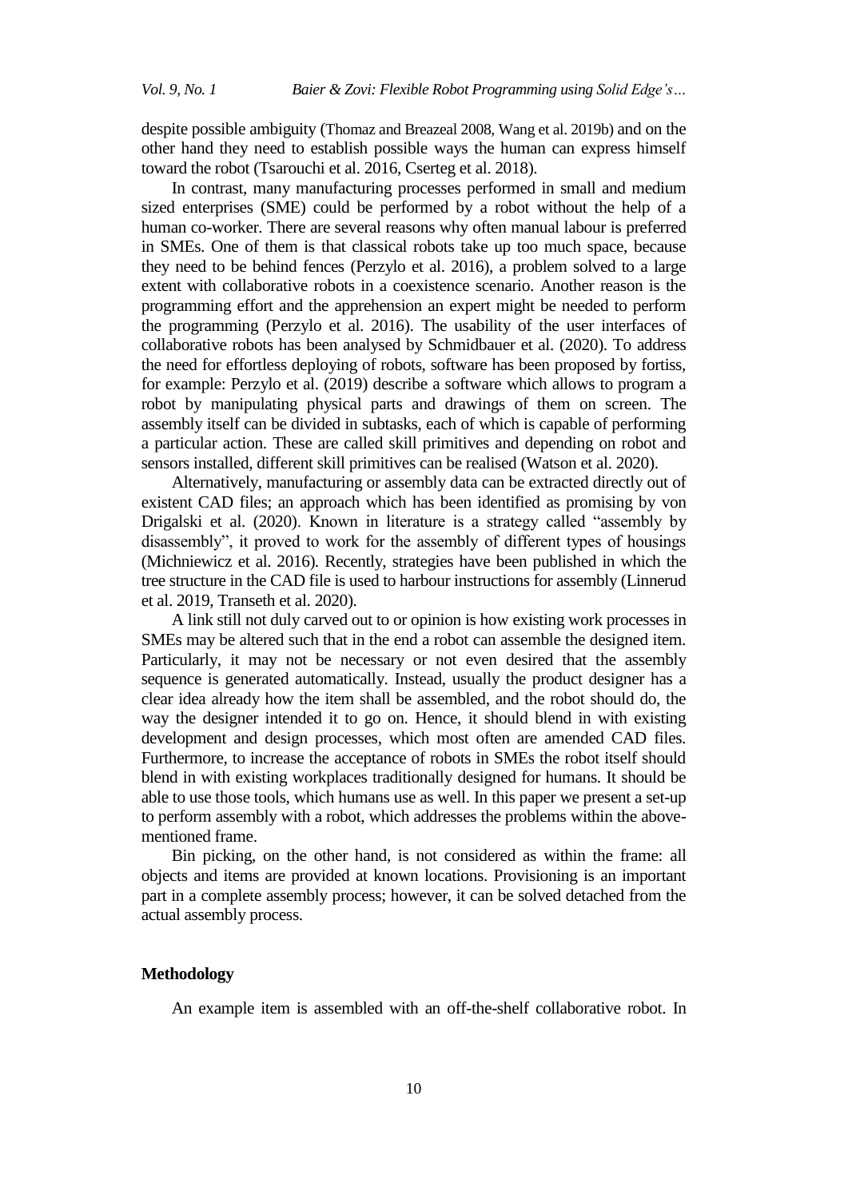despite possible ambiguity (Thomaz and Breazeal 2008, Wang et al. 2019b) and on the other hand they need to establish possible ways the human can express himself toward the robot (Tsarouchi et al. 2016, Cserteg et al. 2018).

In contrast, many manufacturing processes performed in small and medium sized enterprises (SME) could be performed by a robot without the help of a human co-worker. There are several reasons why often manual labour is preferred in SMEs. One of them is that classical robots take up too much space, because they need to be behind fences (Perzylo et al. 2016), a problem solved to a large extent with collaborative robots in a coexistence scenario. Another reason is the programming effort and the apprehension an expert might be needed to perform the programming (Perzylo et al. 2016). The usability of the user interfaces of collaborative robots has been analysed by Schmidbauer et al. (2020). To address the need for effortless deploying of robots, software has been proposed by fortiss, for example: Perzylo et al. (2019) describe a software which allows to program a robot by manipulating physical parts and drawings of them on screen. The assembly itself can be divided in subtasks, each of which is capable of performing a particular action. These are called skill primitives and depending on robot and sensors installed, different skill primitives can be realised (Watson et al. 2020).

Alternatively, manufacturing or assembly data can be extracted directly out of existent CAD files; an approach which has been identified as promising by von Drigalski et al. (2020). Known in literature is a strategy called "assembly by disassembly", it proved to work for the assembly of different types of housings (Michniewicz et al. 2016). Recently, strategies have been published in which the tree structure in the CAD file is used to harbour instructions for assembly (Linnerud et al. 2019, Transeth et al. 2020).

A link still not duly carved out to or opinion is how existing work processes in SMEs may be altered such that in the end a robot can assemble the designed item. Particularly, it may not be necessary or not even desired that the assembly sequence is generated automatically. Instead, usually the product designer has a clear idea already how the item shall be assembled, and the robot should do, the way the designer intended it to go on. Hence, it should blend in with existing development and design processes, which most often are amended CAD files. Furthermore, to increase the acceptance of robots in SMEs the robot itself should blend in with existing workplaces traditionally designed for humans. It should be able to use those tools, which humans use as well. In this paper we present a set-up to perform assembly with a robot, which addresses the problems within the above-mentioned frame.

Bin picking, on the other hand, is not considered as within the frame: all objects and items are provided at known locations. Provisioning is an important part in a complete assembly process; however, it can be solved detached from the actual assembly process.

## Methodology

An example item is assembled with an off-the-shelf collaborative robot. In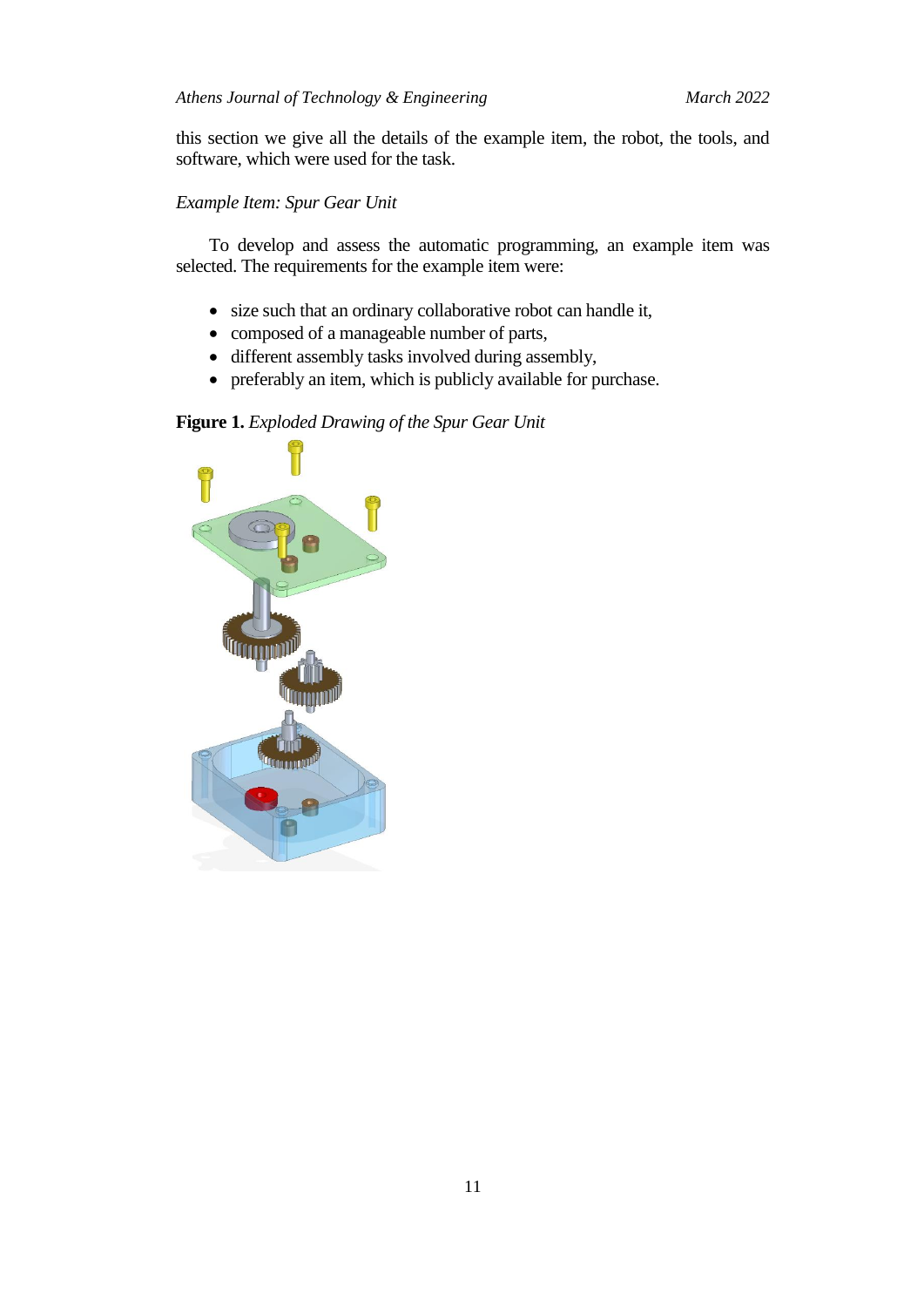this section we give all the details of the example item, the robot, the tools, and software, which were used for the task.

*Example Item: Spur Gear Unit*

To develop and assess the automatic programming, an example item was selected. The requirements for the example item were:

- size such that an ordinary collaborative robot can handle it,
- composed of a manageable number of parts,
- different assembly tasks involved during assembly,
- preferably an item, which is publicly available for purchase.

**Figure 1.** *Exploded Drawing of the Spur Gear Unit*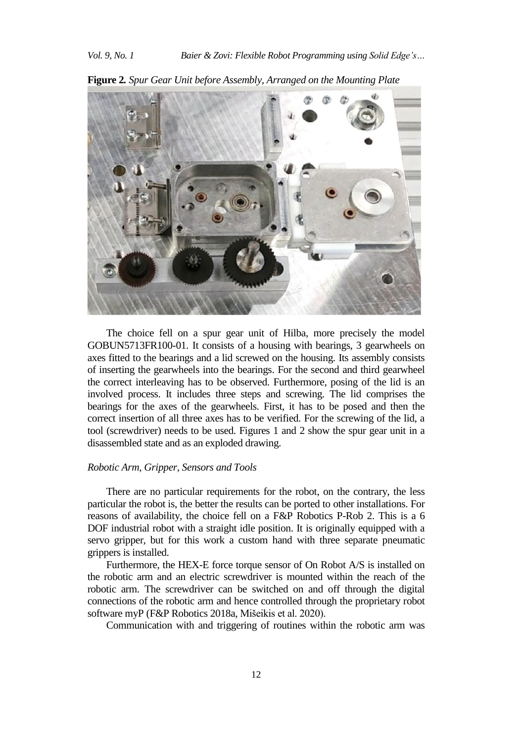**Figure 2.** *Spur Gear Unit before Assembly, Arranged on the Mounting Plate*

The choice fell on a spur gear unit of Hilba, more precisely the model GOBUN5713FR100-01. It consists of a housing with bearings, 3 gearwheels on axes fitted to the bearings and a lid screwed on the housing. Its assembly consists of inserting the gearwheels into the bearings. For the second and third gearwheel the correct interleaving has to be observed. Furthermore, posing of the lid is an involved process. It includes three steps and screwing. The lid comprises the bearings for the axes of the gearwheels. First, it has to be posed and then the correct insertion of all three axes has to be verified. For the screwing of the lid, a tool (screwdriver) needs to be used. Figures 1 and 2 show the spur gear unit in a disassembled state and as an exploded drawing.

### *Robotic Arm, Gripper, Sensors and Tools*

There are no particular requirements for the robot, on the contrary, the less particular the robot is, the better the results can be ported to other installations. For reasons of availability, the choice fell on a F&P Robotics P-Rob 2. This is a 6 DOF industrial robot with a straight idle position. It is originally equipped with a servo gripper, but for this work a custom hand with three separate pneumatic grippers is installed.

Furthermore, the HEX-E force torque sensor of On Robot A/S is installed on the robotic arm and an electric screwdriver is mounted within the reach of the robotic arm. The screwdriver can be switched on and off through the digital connections of the robotic arm and hence controlled through the proprietary robot software myP (F&P Robotics 2018a, Mišeikis et al. 2020).

Communication with and triggering of routines within the robotic arm was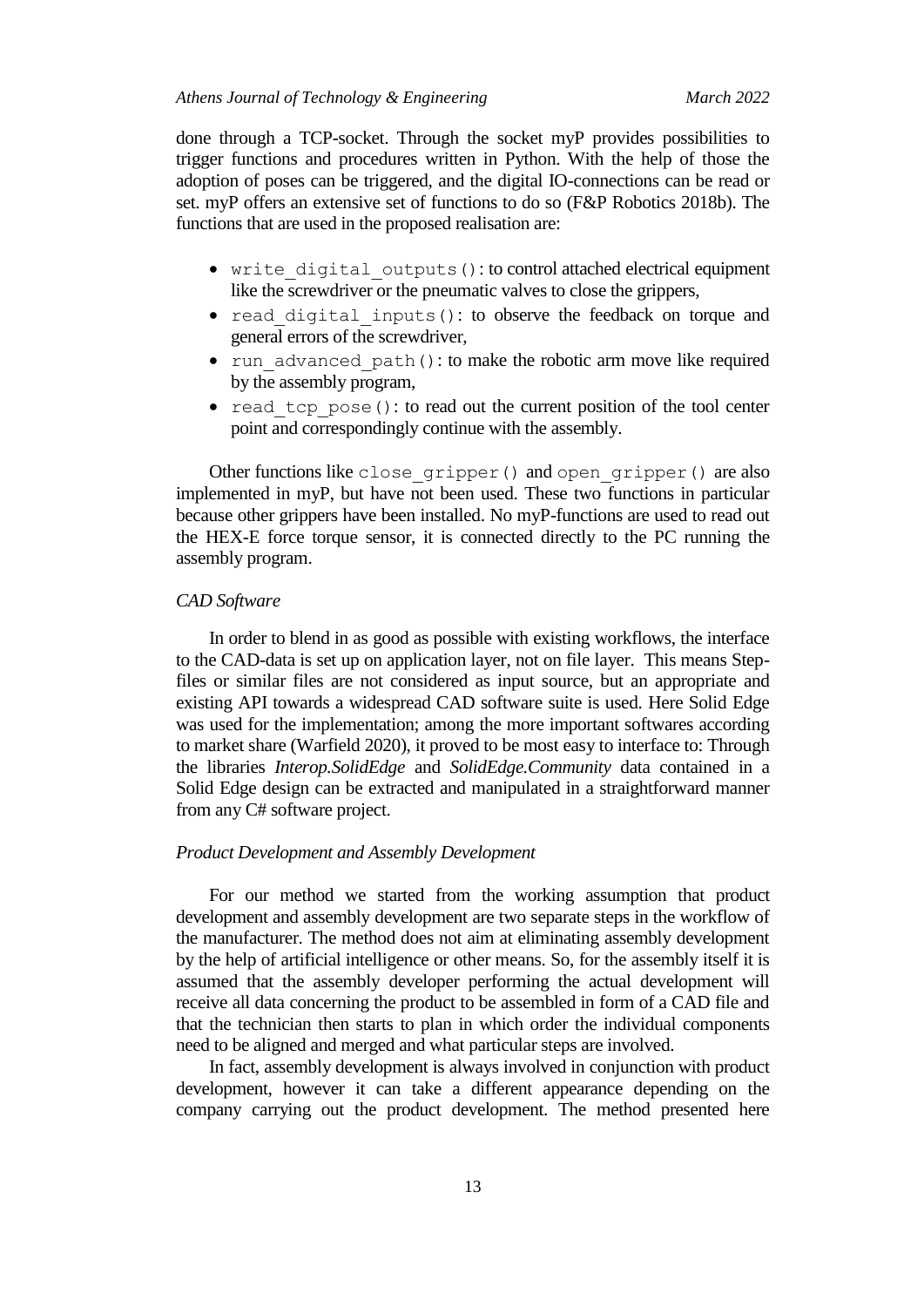done through a TCP-socket. Through the socket myP provides possibilities to trigger functions and procedures written in Python. With the help of those the adoption of poses can be triggered, and the digital IO-connections can be read or set. myP offers an extensive set of functions to do so (F&P Robotics 2018b). The functions that are used in the proposed realisation are:

- `write_digital_outputs()`: to control attached electrical equipment like the screwdriver or the pneumatic valves to close the grippers,
- `read_digital_inputs()`: to observe the feedback on torque and general errors of the screwdriver,
- `run_advanced_path()`: to make the robotic arm move like required by the assembly program,
- `read_tcp_pose()`: to read out the current position of the tool center point and correspondingly continue with the assembly.

Other functions like `close_gripper()` and `open_gripper()` are also implemented in myP, but have not been used. These two functions in particular because other grippers have been installed. No myP-functions are used to read out the HEX-E force torque sensor, it is connected directly to the PC running the assembly program.

*CAD Software*

In order to blend in as good as possible with existing workflows, the interface to the CAD-data is set up on application layer, not on file layer. This means Step-files or similar files are not considered as input source, but an appropriate and existing API towards a widespread CAD software suite is used. Here Solid Edge was used for the implementation; among the more important softwares according to market share (Warfield 2020), it proved to be most easy to interface to: Through the libraries *Interop.SolidEdge* and *SolidEdge.Community* data contained in a Solid Edge design can be extracted and manipulated in a straightforward manner from any C# software project.

*Product Development and Assembly Development*

For our method we started from the working assumption that product development and assembly development are two separate steps in the workflow of the manufacturer. The method does not aim at eliminating assembly development by the help of artificial intelligence or other means. So, for the assembly itself it is assumed that the assembly developer performing the actual development will receive all data concerning the product to be assembled in form of a CAD file and that the technician then starts to plan in which order the individual components need to be aligned and merged and what particular steps are involved.

In fact, assembly development is always involved in conjunction with product development, however it can take a different appearance depending on the company carrying out the product development. The method presented here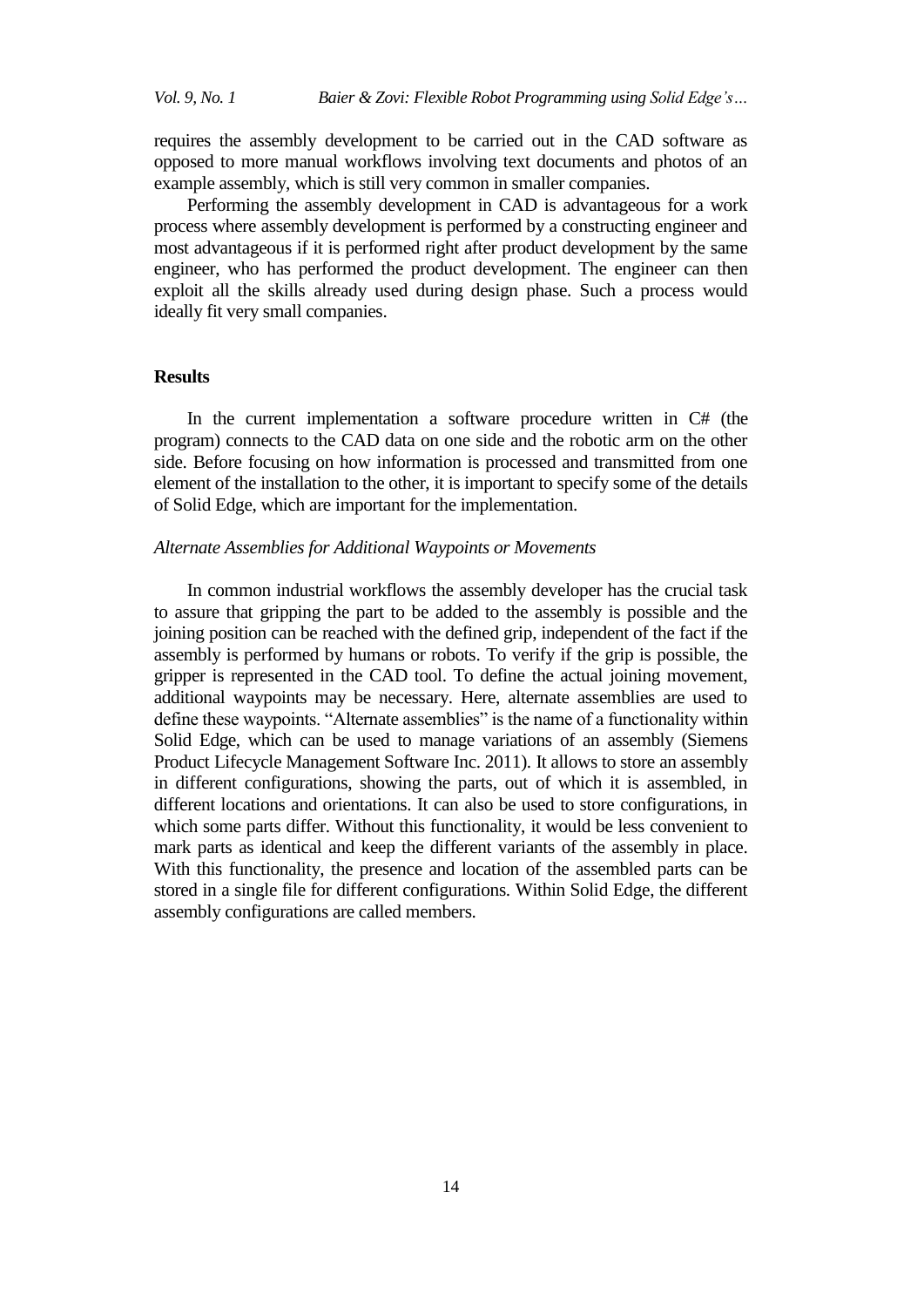requires the assembly development to be carried out in the CAD software as opposed to more manual workflows involving text documents and photos of an example assembly, which is still very common in smaller companies.

Performing the assembly development in CAD is advantageous for a work process where assembly development is performed by a constructing engineer and most advantageous if it is performed right after product development by the same engineer, who has performed the product development. The engineer can then exploit all the skills already used during design phase. Such a process would ideally fit very small companies.

## Results

In the current implementation a software procedure written in C# (the program) connects to the CAD data on one side and the robotic arm on the other side. Before focusing on how information is processed and transmitted from one element of the installation to the other, it is important to specify some of the details of Solid Edge, which are important for the implementation.

### *Alternate Assemblies for Additional Waypoints or Movements*

In common industrial workflows the assembly developer has the crucial task to assure that gripping the part to be added to the assembly is possible and the joining position can be reached with the defined grip, independent of the fact if the assembly is performed by humans or robots. To verify if the grip is possible, the gripper is represented in the CAD tool. To define the actual joining movement, additional waypoints may be necessary. Here, alternate assemblies are used to define these waypoints. "Alternate assemblies" is the name of a functionality within Solid Edge, which can be used to manage variations of an assembly (Siemens Product Lifecycle Management Software Inc. 2011). It allows to store an assembly in different configurations, showing the parts, out of which it is assembled, in different locations and orientations. It can also be used to store configurations, in which some parts differ. Without this functionality, it would be less convenient to mark parts as identical and keep the different variants of the assembly in place. With this functionality, the presence and location of the assembled parts can be stored in a single file for different configurations. Within Solid Edge, the different assembly configurations are called members.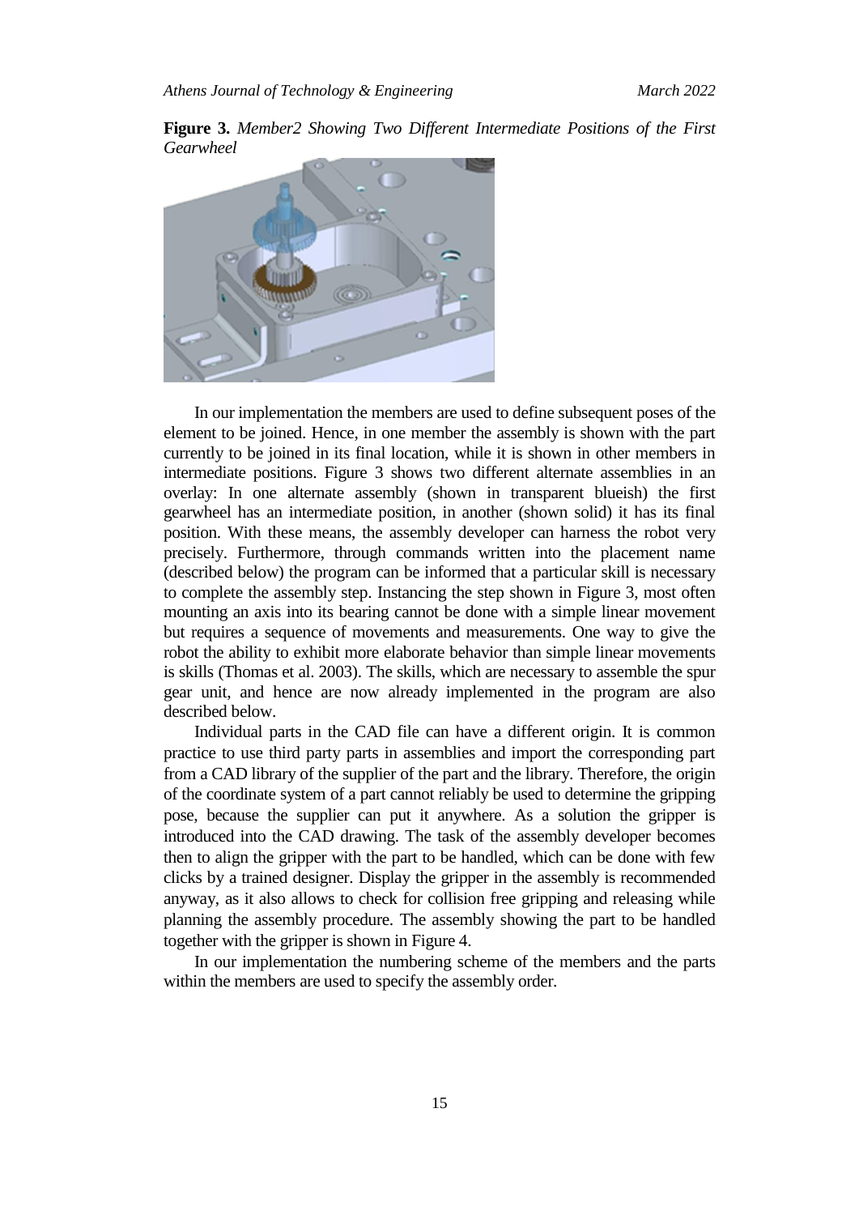**Figure 3.** *Member2 Showing Two Different Intermediate Positions of the First Gearwheel*

In our implementation the members are used to define subsequent poses of the element to be joined. Hence, in one member the assembly is shown with the part currently to be joined in its final location, while it is shown in other members in intermediate positions. Figure 3 shows two different alternate assemblies in an overlay: In one alternate assembly (shown in transparent blueish) the first gearwheel has an intermediate position, in another (shown solid) it has its final position. With these means, the assembly developer can harness the robot very precisely. Furthermore, through commands written into the placement name (described below) the program can be informed that a particular skill is necessary to complete the assembly step. Instancing the step shown in Figure 3, most often mounting an axis into its bearing cannot be done with a simple linear movement but requires a sequence of movements and measurements. One way to give the robot the ability to exhibit more elaborate behavior than simple linear movements is skills (Thomas et al. 2003). The skills, which are necessary to assemble the spur gear unit, and hence are now already implemented in the program are also described below.

Individual parts in the CAD file can have a different origin. It is common practice to use third party parts in assemblies and import the corresponding part from a CAD library of the supplier of the part and the library. Therefore, the origin of the coordinate system of a part cannot reliably be used to determine the gripping pose, because the supplier can put it anywhere. As a solution the gripper is introduced into the CAD drawing. The task of the assembly developer becomes then to align the gripper with the part to be handled, which can be done with few clicks by a trained designer. Display the gripper in the assembly is recommended anyway, as it also allows to check for collision free gripping and releasing while planning the assembly procedure. The assembly showing the part to be handled together with the gripper is shown in Figure 4.

In our implementation the numbering scheme of the members and the parts within the members are used to specify the assembly order.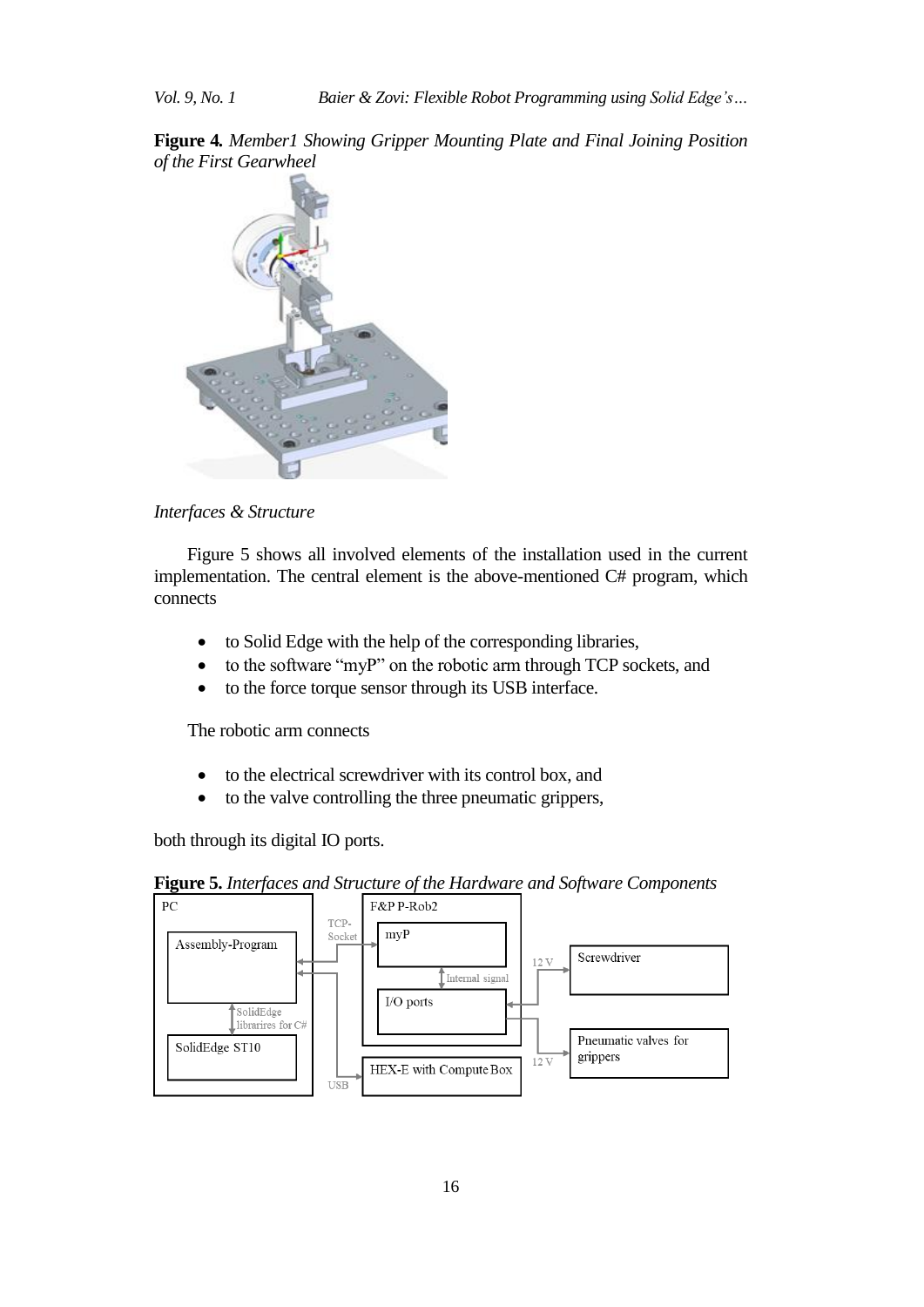**Figure 4.** *Member1 Showing Gripper Mounting Plate and Final Joining Position of the First Gearwheel*

*Interfaces & Structure*

Figure 5 shows all involved elements of the installation used in the current implementation. The central element is the above-mentioned C# program, which connects

- to Solid Edge with the help of the corresponding libraries,
- to the software "myP" on the robotic arm through TCP sockets, and
- to the force torque sensor through its USB interface.

The robotic arm connects

- to the electrical screwdriver with its control box, and
- to the valve controlling the three pneumatic grippers,

both through its digital IO ports.

**Figure 5.** *Interfaces and Structure of the Hardware and Software Components*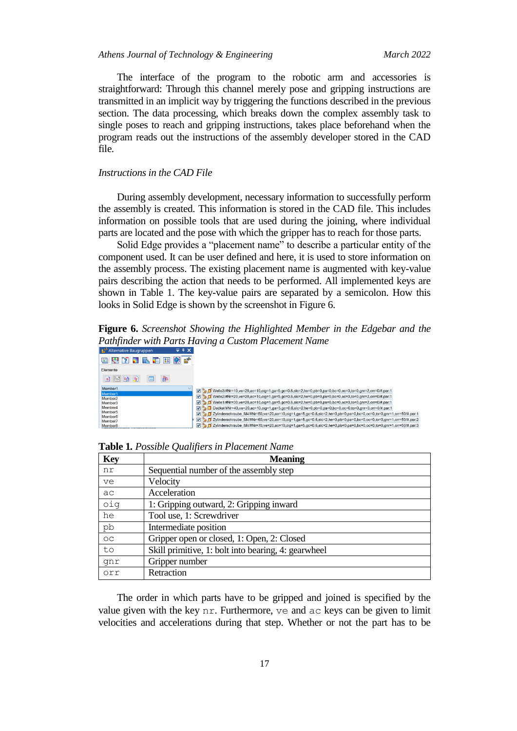The interface of the program to the robotic arm and accessories is straightforward: Through this channel merely pose and gripping instructions are transmitted in an implicit way by triggering the functions described in the previous section. The data processing, which breaks down the complex assembly task to single poses to reach and gripping instructions, takes place beforehand when the program reads out the instructions of the assembly developer stored in the CAD file.

*Instructions in the CAD File*

During assembly development, necessary information to successfully perform the assembly is created. This information is stored in the CAD file. This includes information on possible tools that are used during the joining, where individual parts are located and the pose with which the gripper has to reach for those parts.

Solid Edge provides a "placement name" to describe a particular entity of the component used. It can be user defined and here, it is used to store information on the assembly process. The existing placement name is augmented with key-value pairs describing the action that needs to be performed. All implemented keys are shown in Table 1. The key-value pairs are separated by a semicolon. How this looks in Solid Edge is shown by the screenshot in Figure 6.

**Figure 6.** *Screenshot Showing the Highlighted Member in the Edgebar and the Pathfinder with Parts Having a Custom Placement Name*

**Table 1.** *Possible Qualifiers in Placement Name*

| Key | Meaning |
|---|---|
| `nr` | Sequential number of the assembly step |
| `ve` | Velocity |
| `ac` | Acceleration |
| `oig` | 1: Gripping outward, 2: Gripping inward |
| `he` | Tool use, 1: Screwdriver |
| `pb` | Intermediate position |
| `oc` | Gripper open or closed, 1: Open, 2: Closed |
| `to` | Skill primitive, 1: bolt into bearing, 4: gearwheel |
| `gnr` | Gripper number |
| `orr` | Retraction |

The order in which parts have to be gripped and joined is specified by the value given with the key `nr`. Furthermore, `ve` and `ac` keys can be given to limit velocities and accelerations during that step. Whether or not the part has to be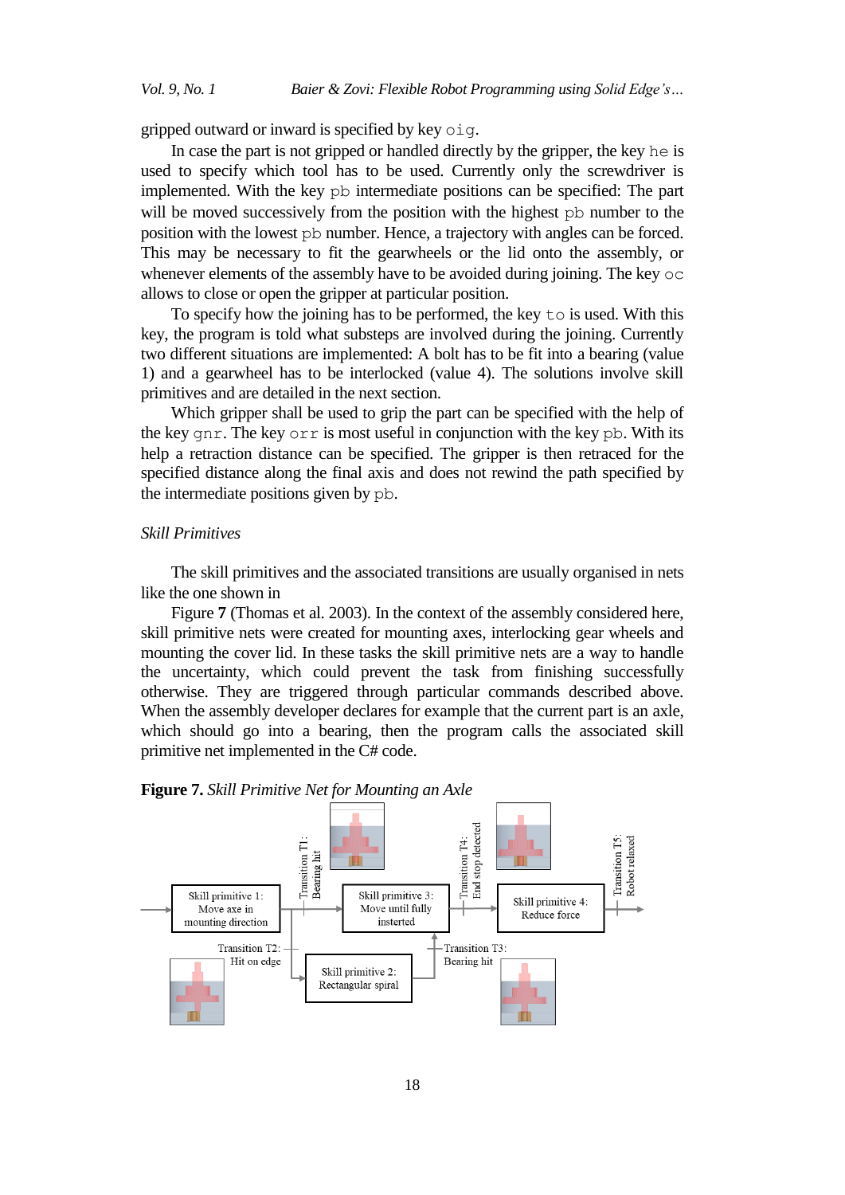gripped outward or inward is specified by key `oig`.

In case the part is not gripped or handled directly by the gripper, the key `he` is used to specify which tool has to be used. Currently only the screwdriver is implemented. With the key `pb` intermediate positions can be specified: The part will be moved successively from the position with the highest `pb` number to the position with the lowest `pb` number. Hence, a trajectory with angles can be forced. This may be necessary to fit the gearwheels or the lid onto the assembly, or whenever elements of the assembly have to be avoided during joining. The key `oc` allows to close or open the gripper at particular position.

To specify how the joining has to be performed, the key `to` is used. With this key, the program is told what substeps are involved during the joining. Currently two different situations are implemented: A bolt has to be fit into a bearing (value 1) and a gearwheel has to be interlocked (value 4). The solutions involve skill primitives and are detailed in the next section.

Which gripper shall be used to grip the part can be specified with the help of the key `gnr`. The key `orr` is most useful in conjunction with the key `pb`. With its help a retraction distance can be specified. The gripper is then retraced for the specified distance along the final axis and does not rewind the path specified by the intermediate positions given by `pb`.

### *Skill Primitives*

The skill primitives and the associated transitions are usually organised in nets like the one shown in

Figure **7** (Thomas et al. 2003). In the context of the assembly considered here, skill primitive nets were created for mounting axes, interlocking gear wheels and mounting the cover lid. In these tasks the skill primitive nets are a way to handle the uncertainty, which could prevent the task from finishing successfully otherwise. They are triggered through particular commands described above. When the assembly developer declares for example that the current part is an axle, which should go into a bearing, then the program calls the associated skill primitive net implemented in the C# code.

**Figure 7.** *Skill Primitive Net for Mounting an Axle*

Skill primitive 1: Move axe in mounting direction — Transition T1: Bearing hit — Skill primitive 3: Move until fully insterted — Transition T4: End stop detected — Skill primitive 4: Reduce force — Transition T5: Robot relaxed

Transition T2: Hit on edge — Skill primitive 2: Rectangular spiral — Transition T3: Bearing hit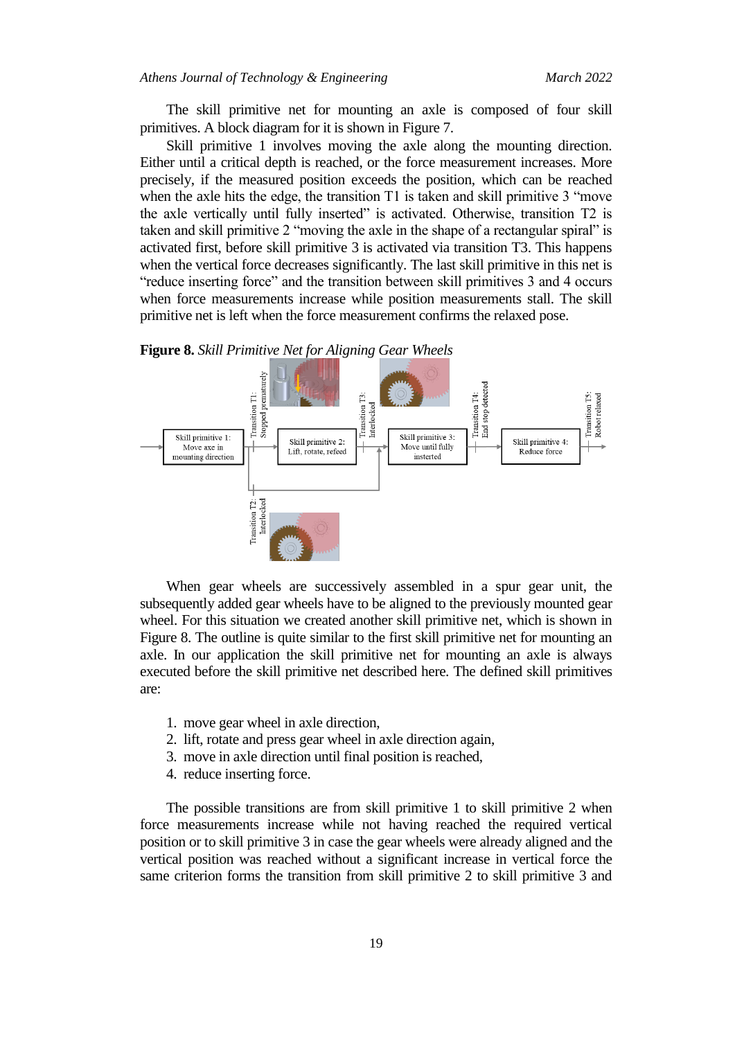The skill primitive net for mounting an axle is composed of four skill primitives. A block diagram for it is shown in Figure 7.

Skill primitive 1 involves moving the axle along the mounting direction. Either until a critical depth is reached, or the force measurement increases. More precisely, if the measured position exceeds the position, which can be reached when the axle hits the edge, the transition T1 is taken and skill primitive 3 "move the axle vertically until fully inserted" is activated. Otherwise, transition T2 is taken and skill primitive 2 "moving the axle in the shape of a rectangular spiral" is activated first, before skill primitive 3 is activated via transition T3. This happens when the vertical force decreases significantly. The last skill primitive in this net is "reduce inserting force" and the transition between skill primitives 3 and 4 occurs when force measurements increase while position measurements stall. The skill primitive net is left when the force measurement confirms the relaxed pose.

**Figure 8.** *Skill Primitive Net for Aligning Gear Wheels*

When gear wheels are successively assembled in a spur gear unit, the subsequently added gear wheels have to be aligned to the previously mounted gear wheel. For this situation we created another skill primitive net, which is shown in Figure 8. The outline is quite similar to the first skill primitive net for mounting an axle. In our application the skill primitive net for mounting an axle is always executed before the skill primitive net described here. The defined skill primitives are:

1. move gear wheel in axle direction,
2. lift, rotate and press gear wheel in axle direction again,
3. move in axle direction until final position is reached,
4. reduce inserting force.

The possible transitions are from skill primitive 1 to skill primitive 2 when force measurements increase while not having reached the required vertical position or to skill primitive 3 in case the gear wheels were already aligned and the vertical position was reached without a significant increase in vertical force the same criterion forms the transition from skill primitive 2 to skill primitive 3 and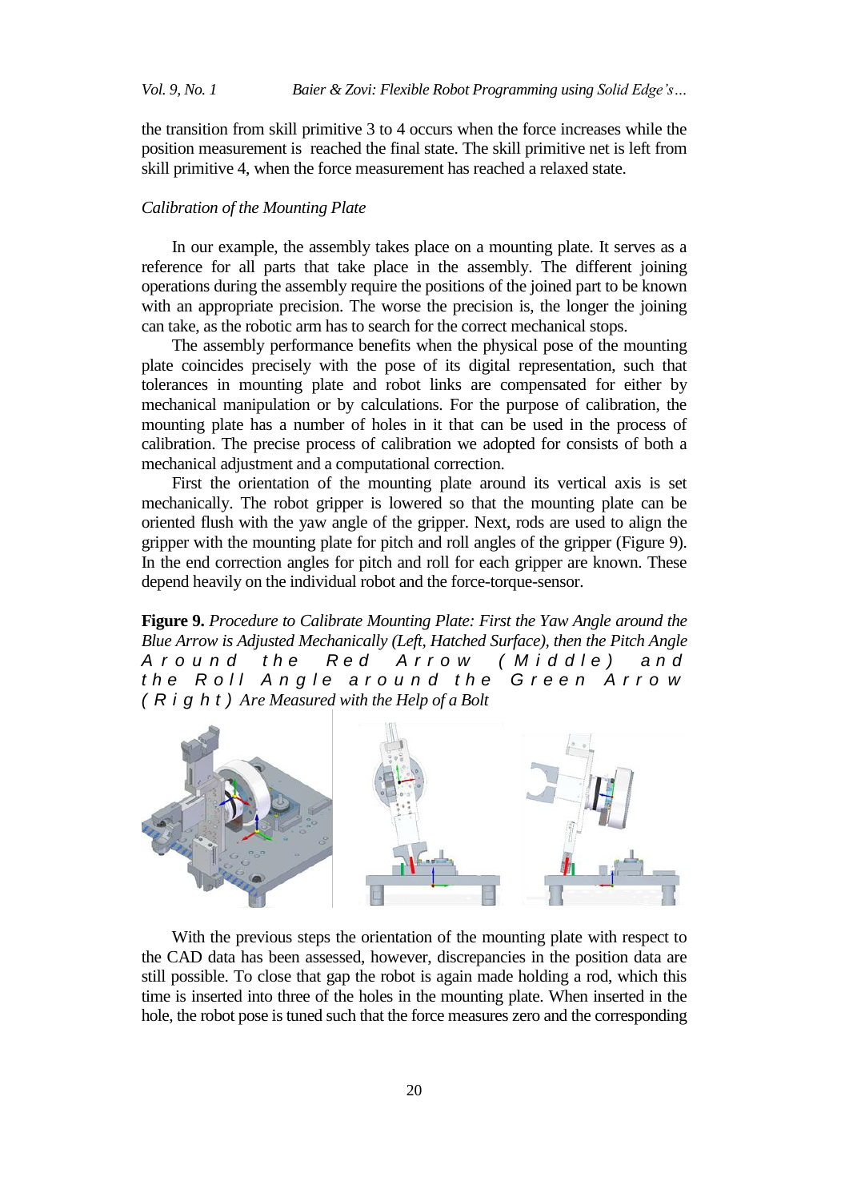the transition from skill primitive 3 to 4 occurs when the force increases while the position measurement is reached the final state. The skill primitive net is left from skill primitive 4, when the force measurement has reached a relaxed state.

*Calibration of the Mounting Plate*

In our example, the assembly takes place on a mounting plate. It serves as a reference for all parts that take place in the assembly. The different joining operations during the assembly require the positions of the joined part to be known with an appropriate precision. The worse the precision is, the longer the joining can take, as the robotic arm has to search for the correct mechanical stops.

The assembly performance benefits when the physical pose of the mounting plate coincides precisely with the pose of its digital representation, such that tolerances in mounting plate and robot links are compensated for either by mechanical manipulation or by calculations. For the purpose of calibration, the mounting plate has a number of holes in it that can be used in the process of calibration. The precise process of calibration we adopted for consists of both a mechanical adjustment and a computational correction.

First the orientation of the mounting plate around its vertical axis is set mechanically. The robot gripper is lowered so that the mounting plate can be oriented flush with the yaw angle of the gripper. Next, rods are used to align the gripper with the mounting plate for pitch and roll angles of the gripper (Figure 9). In the end correction angles for pitch and roll for each gripper are known. These depend heavily on the individual robot and the force-torque-sensor.

**Figure 9.** *Procedure to Calibrate Mounting Plate: First the Yaw Angle around the Blue Arrow is Adjusted Mechanically (Left, Hatched Surface), then the Pitch Angle Around the Red Arrow (Middle) and the Roll Angle around the Green Arrow (Right) Are Measured with the Help of a Bolt*

With the previous steps the orientation of the mounting plate with respect to the CAD data has been assessed, however, discrepancies in the position data are still possible. To close that gap the robot is again made holding a rod, which this time is inserted into three of the holes in the mounting plate. When inserted in the hole, the robot pose is tuned such that the force measures zero and the corresponding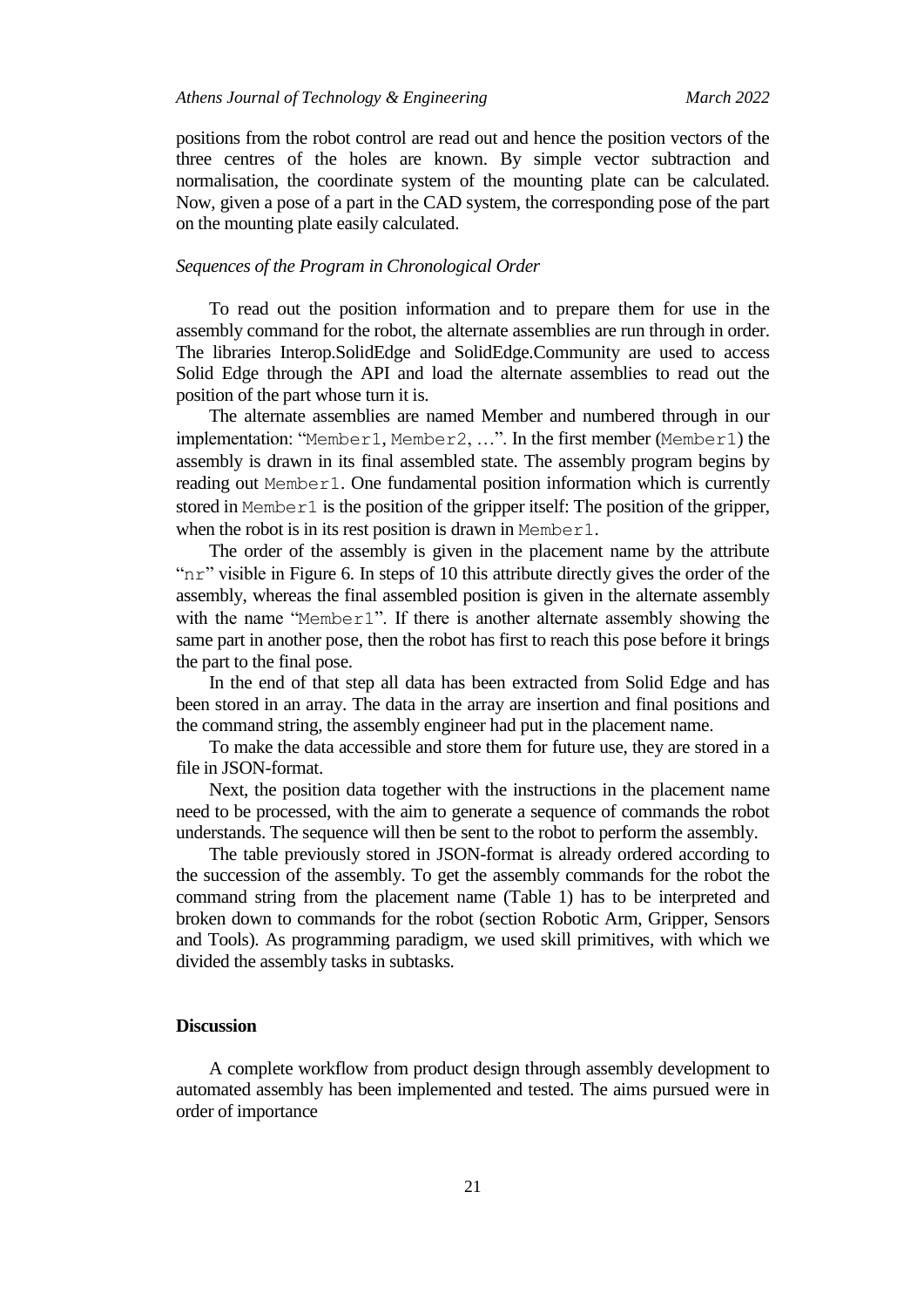positions from the robot control are read out and hence the position vectors of the three centres of the holes are known. By simple vector subtraction and normalisation, the coordinate system of the mounting plate can be calculated. Now, given a pose of a part in the CAD system, the corresponding pose of the part on the mounting plate easily calculated.

### *Sequences of the Program in Chronological Order*

To read out the position information and to prepare them for use in the assembly command for the robot, the alternate assemblies are run through in order. The libraries Interop.SolidEdge and SolidEdge.Community are used to access Solid Edge through the API and load the alternate assemblies to read out the position of the part whose turn it is.

The alternate assemblies are named Member and numbered through in our implementation: "`Member1`, `Member2`, …". In the first member (`Member1`) the assembly is drawn in its final assembled state. The assembly program begins by reading out `Member1`. One fundamental position information which is currently stored in `Member1` is the position of the gripper itself: The position of the gripper, when the robot is in its rest position is drawn in `Member1`.

The order of the assembly is given in the placement name by the attribute "`nr`" visible in Figure 6. In steps of 10 this attribute directly gives the order of the assembly, whereas the final assembled position is given in the alternate assembly with the name "`Member1`". If there is another alternate assembly showing the same part in another pose, then the robot has first to reach this pose before it brings the part to the final pose.

In the end of that step all data has been extracted from Solid Edge and has been stored in an array. The data in the array are insertion and final positions and the command string, the assembly engineer had put in the placement name.

To make the data accessible and store them for future use, they are stored in a file in JSON-format.

Next, the position data together with the instructions in the placement name need to be processed, with the aim to generate a sequence of commands the robot understands. The sequence will then be sent to the robot to perform the assembly.

The table previously stored in JSON-format is already ordered according to the succession of the assembly. To get the assembly commands for the robot the command string from the placement name (Table 1) has to be interpreted and broken down to commands for the robot (section Robotic Arm, Gripper, Sensors and Tools). As programming paradigm, we used skill primitives, with which we divided the assembly tasks in subtasks.

## **Discussion**

A complete workflow from product design through assembly development to automated assembly has been implemented and tested. The aims pursued were in order of importance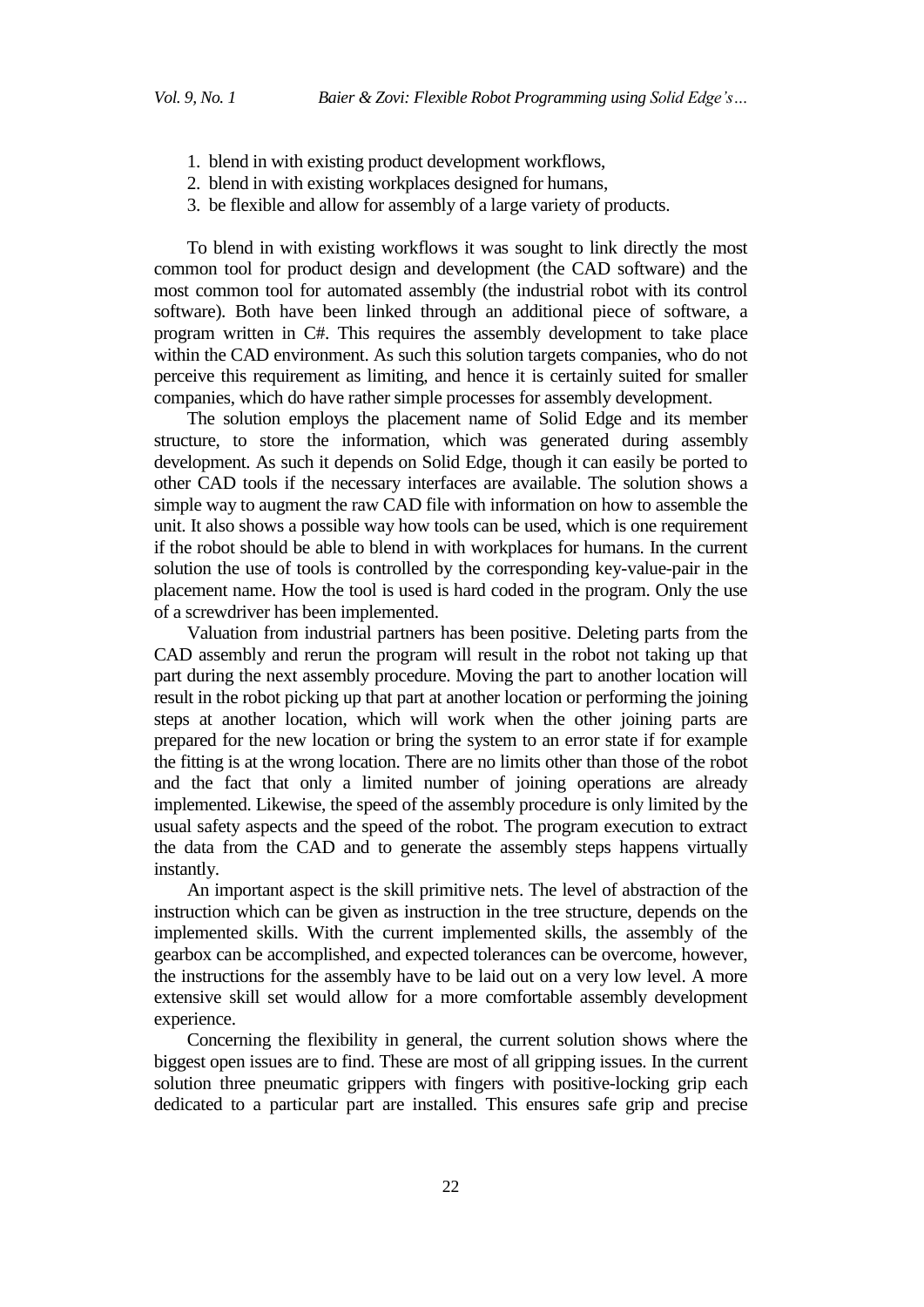1. blend in with existing product development workflows,
2. blend in with existing workplaces designed for humans,
3. be flexible and allow for assembly of a large variety of products.

To blend in with existing workflows it was sought to link directly the most common tool for product design and development (the CAD software) and the most common tool for automated assembly (the industrial robot with its control software). Both have been linked through an additional piece of software, a program written in C#. This requires the assembly development to take place within the CAD environment. As such this solution targets companies, who do not perceive this requirement as limiting, and hence it is certainly suited for smaller companies, which do have rather simple processes for assembly development.

The solution employs the placement name of Solid Edge and its member structure, to store the information, which was generated during assembly development. As such it depends on Solid Edge, though it can easily be ported to other CAD tools if the necessary interfaces are available. The solution shows a simple way to augment the raw CAD file with information on how to assemble the unit. It also shows a possible way how tools can be used, which is one requirement if the robot should be able to blend in with workplaces for humans. In the current solution the use of tools is controlled by the corresponding key-value-pair in the placement name. How the tool is used is hard coded in the program. Only the use of a screwdriver has been implemented.

Valuation from industrial partners has been positive. Deleting parts from the CAD assembly and rerun the program will result in the robot not taking up that part during the next assembly procedure. Moving the part to another location will result in the robot picking up that part at another location or performing the joining steps at another location, which will work when the other joining parts are prepared for the new location or bring the system to an error state if for example the fitting is at the wrong location. There are no limits other than those of the robot and the fact that only a limited number of joining operations are already implemented. Likewise, the speed of the assembly procedure is only limited by the usual safety aspects and the speed of the robot. The program execution to extract the data from the CAD and to generate the assembly steps happens virtually instantly.

An important aspect is the skill primitive nets. The level of abstraction of the instruction which can be given as instruction in the tree structure, depends on the implemented skills. With the current implemented skills, the assembly of the gearbox can be accomplished, and expected tolerances can be overcome, however, the instructions for the assembly have to be laid out on a very low level. A more extensive skill set would allow for a more comfortable assembly development experience.

Concerning the flexibility in general, the current solution shows where the biggest open issues are to find. These are most of all gripping issues. In the current solution three pneumatic grippers with fingers with positive-locking grip each dedicated to a particular part are installed. This ensures safe grip and precise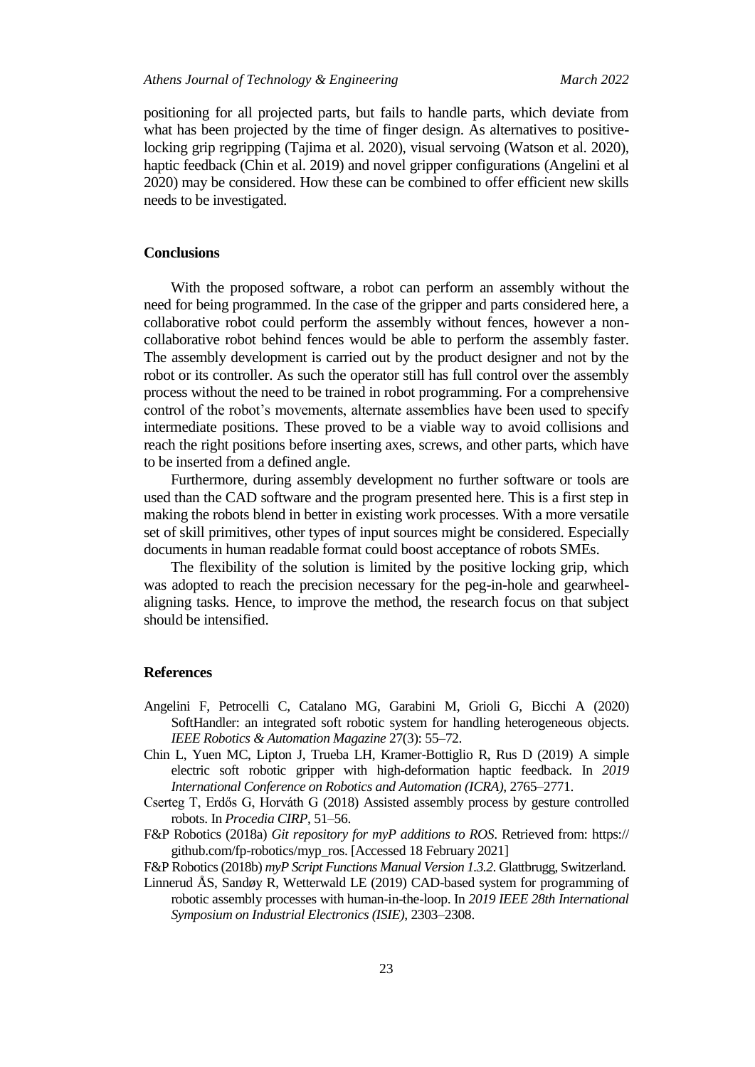positioning for all projected parts, but fails to handle parts, which deviate from what has been projected by the time of finger design. As alternatives to positive-locking grip regripping (Tajima et al. 2020), visual servoing (Watson et al. 2020), haptic feedback (Chin et al. 2019) and novel gripper configurations (Angelini et al 2020) may be considered. How these can be combined to offer efficient new skills needs to be investigated.

## Conclusions

With the proposed software, a robot can perform an assembly without the need for being programmed. In the case of the gripper and parts considered here, a collaborative robot could perform the assembly without fences, however a non-collaborative robot behind fences would be able to perform the assembly faster. The assembly development is carried out by the product designer and not by the robot or its controller. As such the operator still has full control over the assembly process without the need to be trained in robot programming. For a comprehensive control of the robot's movements, alternate assemblies have been used to specify intermediate positions. These proved to be a viable way to avoid collisions and reach the right positions before inserting axes, screws, and other parts, which have to be inserted from a defined angle.

Furthermore, during assembly development no further software or tools are used than the CAD software and the program presented here. This is a first step in making the robots blend in better in existing work processes. With a more versatile set of skill primitives, other types of input sources might be considered. Especially documents in human readable format could boost acceptance of robots SMEs.

The flexibility of the solution is limited by the positive locking grip, which was adopted to reach the precision necessary for the peg-in-hole and gearwheel-aligning tasks. Hence, to improve the method, the research focus on that subject should be intensified.

## References

Angelini F, Petrocelli C, Catalano MG, Garabini M, Grioli G, Bicchi A (2020) SoftHandler: an integrated soft robotic system for handling heterogeneous objects. *IEEE Robotics & Automation Magazine* 27(3): 55–72.

Chin L, Yuen MC, Lipton J, Trueba LH, Kramer-Bottiglio R, Rus D (2019) A simple electric soft robotic gripper with high-deformation haptic feedback. In *2019 International Conference on Robotics and Automation (ICRA)*, 2765–2771.

Cserteg T, Erdős G, Horváth G (2018) Assisted assembly process by gesture controlled robots. In *Procedia CIRP*, 51–56.

F&P Robotics (2018a) *Git repository for myP additions to ROS*. Retrieved from: https://github.com/fp-robotics/myp_ros. [Accessed 18 February 2021]

F&P Robotics (2018b) *myP Script Functions Manual Version 1.3.2*. Glattbrugg, Switzerland.

Linnerud ÅS, Sandøy R, Wetterwald LE (2019) CAD-based system for programming of robotic assembly processes with human-in-the-loop. In *2019 IEEE 28th International Symposium on Industrial Electronics (ISIE)*, 2303–2308.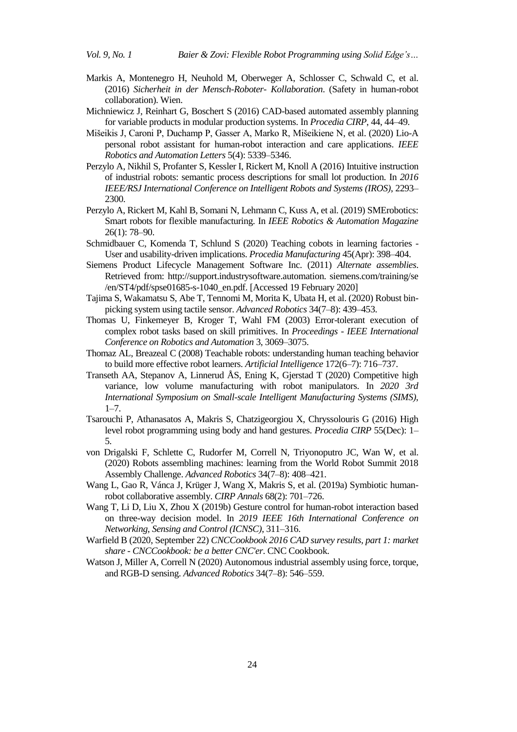Markis A, Montenegro H, Neuhold M, Oberweger A, Schlosser C, Schwald C, et al. (2016) *Sicherheit in der Mensch-Roboter- Kollaboration*. (Safety in human-robot collaboration). Wien.

Michniewicz J, Reinhart G, Boschert S (2016) CAD-based automated assembly planning for variable products in modular production systems. In *Procedia CIRP*, 44, 44–49.

Mišeikis J, Caroni P, Duchamp P, Gasser A, Marko R, Mišeikiene N, et al. (2020) Lio-A personal robot assistant for human-robot interaction and care applications. *IEEE Robotics and Automation Letters* 5(4): 5339–5346.

Perzylo A, Nikhil S, Profanter S, Kessler I, Rickert M, Knoll A (2016) Intuitive instruction of industrial robots: semantic process descriptions for small lot production. In *2016 IEEE/RSJ International Conference on Intelligent Robots and Systems (IROS)*, 2293–2300.

Perzylo A, Rickert M, Kahl B, Somani N, Lehmann C, Kuss A, et al. (2019) SMErobotics: Smart robots for flexible manufacturing. In *IEEE Robotics & Automation Magazine* 26(1): 78–90.

Schmidbauer C, Komenda T, Schlund S (2020) Teaching cobots in learning factories - User and usability-driven implications. *Procedia Manufacturing* 45(Apr): 398–404.

Siemens Product Lifecycle Management Software Inc. (2011) *Alternate assemblies*. Retrieved from: http://support.industrysoftware.automation. siemens.com/training/se /en/ST4/pdf/spse01685-s-1040_en.pdf. [Accessed 19 February 2020]

Tajima S, Wakamatsu S, Abe T, Tennomi M, Morita K, Ubata H, et al. (2020) Robust bin-picking system using tactile sensor. *Advanced Robotics* 34(7–8): 439–453.

Thomas U, Finkemeyer B, Kroger T, Wahl FM (2003) Error-tolerant execution of complex robot tasks based on skill primitives. In *Proceedings - IEEE International Conference on Robotics and Automation* 3, 3069–3075.

Thomaz AL, Breazeal C (2008) Teachable robots: understanding human teaching behavior to build more effective robot learners. *Artificial Intelligence* 172(6–7): 716–737.

Transeth AA, Stepanov A, Linnerud ÅS, Ening K, Gjerstad T (2020) Competitive high variance, low volume manufacturing with robot manipulators. In *2020 3rd International Symposium on Small-scale Intelligent Manufacturing Systems (SIMS)*, 1–7.

Tsarouchi P, Athanasatos A, Makris S, Chatzigeorgiou X, Chryssolouris G (2016) High level robot programming using body and hand gestures. *Procedia CIRP* 55(Dec): 1–5.

von Drigalski F, Schlette C, Rudorfer M, Correll N, Triyonoputro JC, Wan W, et al. (2020) Robots assembling machines: learning from the World Robot Summit 2018 Assembly Challenge. *Advanced Robotics* 34(7–8): 408–421.

Wang L, Gao R, Vánca J, Krüger J, Wang X, Makris S, et al. (2019a) Symbiotic human-robot collaborative assembly. *CIRP Annals* 68(2): 701–726.

Wang T, Li D, Liu X, Zhou X (2019b) Gesture control for human-robot interaction based on three-way decision model. In *2019 IEEE 16th International Conference on Networking, Sensing and Control (ICNSC)*, 311–316.

Warfield B (2020, September 22) *CNCCookbook 2016 CAD survey results, part 1: market share - CNCCookbook: be a better CNC'er*. CNC Cookbook.

Watson J, Miller A, Correll N (2020) Autonomous industrial assembly using force, torque, and RGB-D sensing. *Advanced Robotics* 34(7–8): 546–559.